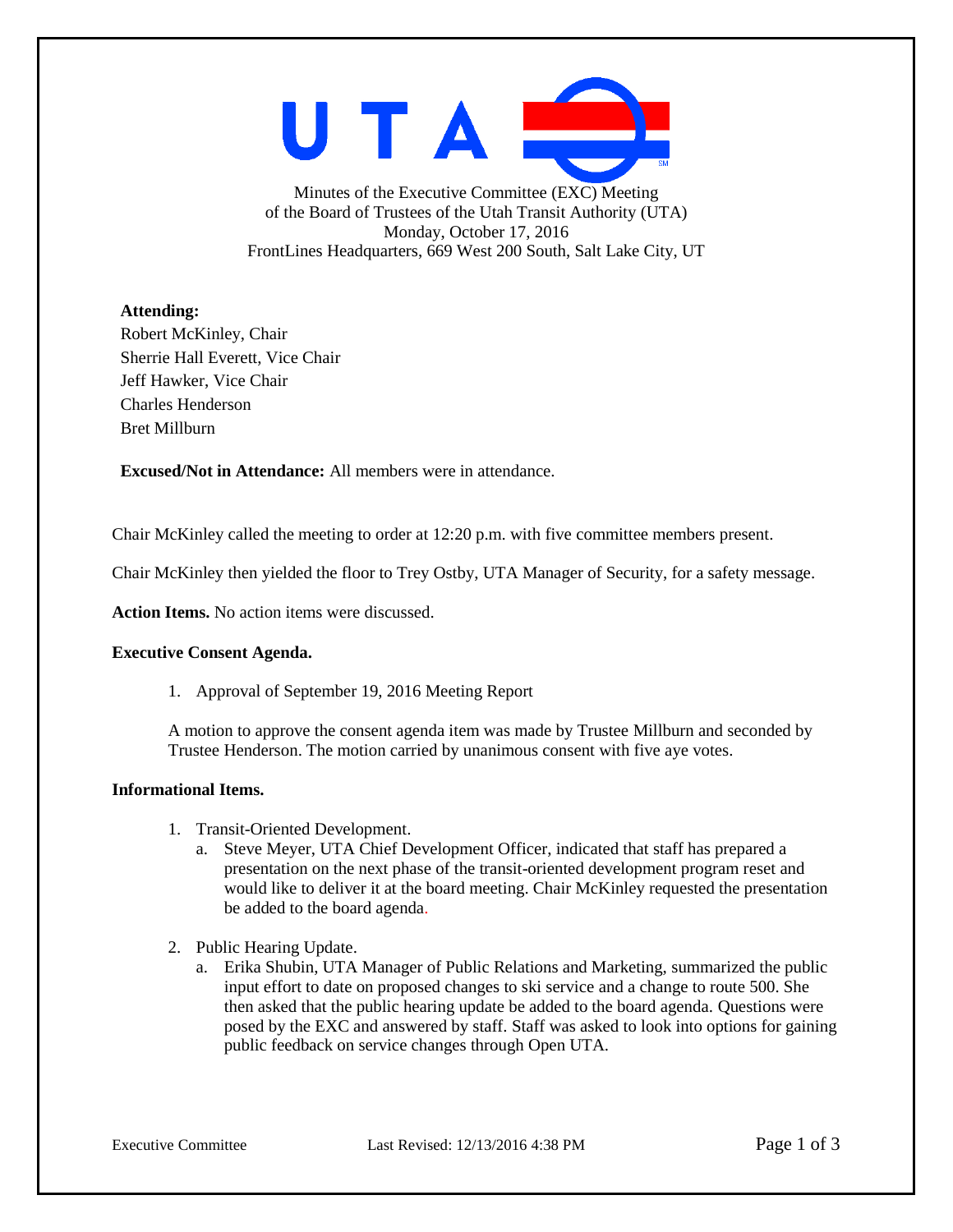Minutes of the Executive Committee (EXC) Meeting
of the Board of Trustees of the Utah Transit Authority (UTA)
Monday, October 17, 2016
FrontLines Headquarters, 669 West 200 South, Salt Lake City, UT

**Attending:**
Robert McKinley, Chair
Sherrie Hall Everett, Vice Chair
Jeff Hawker, Vice Chair
Charles Henderson
Bret Millburn

**Excused/Not in Attendance:** All members were in attendance.

Chair McKinley called the meeting to order at 12:20 p.m. with five committee members present.

Chair McKinley then yielded the floor to Trey Ostby, UTA Manager of Security, for a safety message.

**Action Items.** No action items were discussed.

**Executive Consent Agenda.**

1. Approval of September 19, 2016 Meeting Report

A motion to approve the consent agenda item was made by Trustee Millburn and seconded by Trustee Henderson. The motion carried by unanimous consent with five aye votes.

**Informational Items.**

1. Transit-Oriented Development.
   a. Steve Meyer, UTA Chief Development Officer, indicated that staff has prepared a presentation on the next phase of the transit-oriented development program reset and would like to deliver it at the board meeting. Chair McKinley requested the presentation be added to the board agenda.

2. Public Hearing Update.
   a. Erika Shubin, UTA Manager of Public Relations and Marketing, summarized the public input effort to date on proposed changes to ski service and a change to route 500. She then asked that the public hearing update be added to the board agenda. Questions were posed by the EXC and answered by staff. Staff was asked to look into options for gaining public feedback on service changes through Open UTA.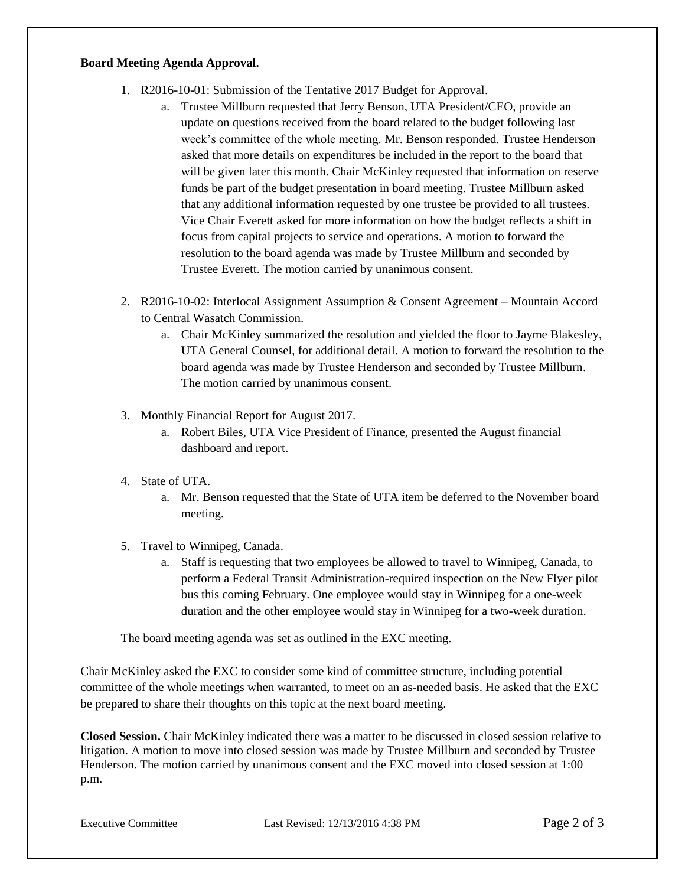**Board Meeting Agenda Approval.**

1. R2016-10-01: Submission of the Tentative 2017 Budget for Approval.
   a. Trustee Millburn requested that Jerry Benson, UTA President/CEO, provide an update on questions received from the board related to the budget following last week's committee of the whole meeting. Mr. Benson responded. Trustee Henderson asked that more details on expenditures be included in the report to the board that will be given later this month. Chair McKinley requested that information on reserve funds be part of the budget presentation in board meeting. Trustee Millburn asked that any additional information requested by one trustee be provided to all trustees. Vice Chair Everett asked for more information on how the budget reflects a shift in focus from capital projects to service and operations. A motion to forward the resolution to the board agenda was made by Trustee Millburn and seconded by Trustee Everett. The motion carried by unanimous consent.

2. R2016-10-02: Interlocal Assignment Assumption & Consent Agreement – Mountain Accord to Central Wasatch Commission.
   a. Chair McKinley summarized the resolution and yielded the floor to Jayme Blakesley, UTA General Counsel, for additional detail. A motion to forward the resolution to the board agenda was made by Trustee Henderson and seconded by Trustee Millburn. The motion carried by unanimous consent.

3. Monthly Financial Report for August 2017.
   a. Robert Biles, UTA Vice President of Finance, presented the August financial dashboard and report.

4. State of UTA.
   a. Mr. Benson requested that the State of UTA item be deferred to the November board meeting.

5. Travel to Winnipeg, Canada.
   a. Staff is requesting that two employees be allowed to travel to Winnipeg, Canada, to perform a Federal Transit Administration-required inspection on the New Flyer pilot bus this coming February. One employee would stay in Winnipeg for a one-week duration and the other employee would stay in Winnipeg for a two-week duration.

The board meeting agenda was set as outlined in the EXC meeting.

Chair McKinley asked the EXC to consider some kind of committee structure, including potential committee of the whole meetings when warranted, to meet on an as-needed basis. He asked that the EXC be prepared to share their thoughts on this topic at the next board meeting.

**Closed Session.** Chair McKinley indicated there was a matter to be discussed in closed session relative to litigation. A motion to move into closed session was made by Trustee Millburn and seconded by Trustee Henderson. The motion carried by unanimous consent and the EXC moved into closed session at 1:00 p.m.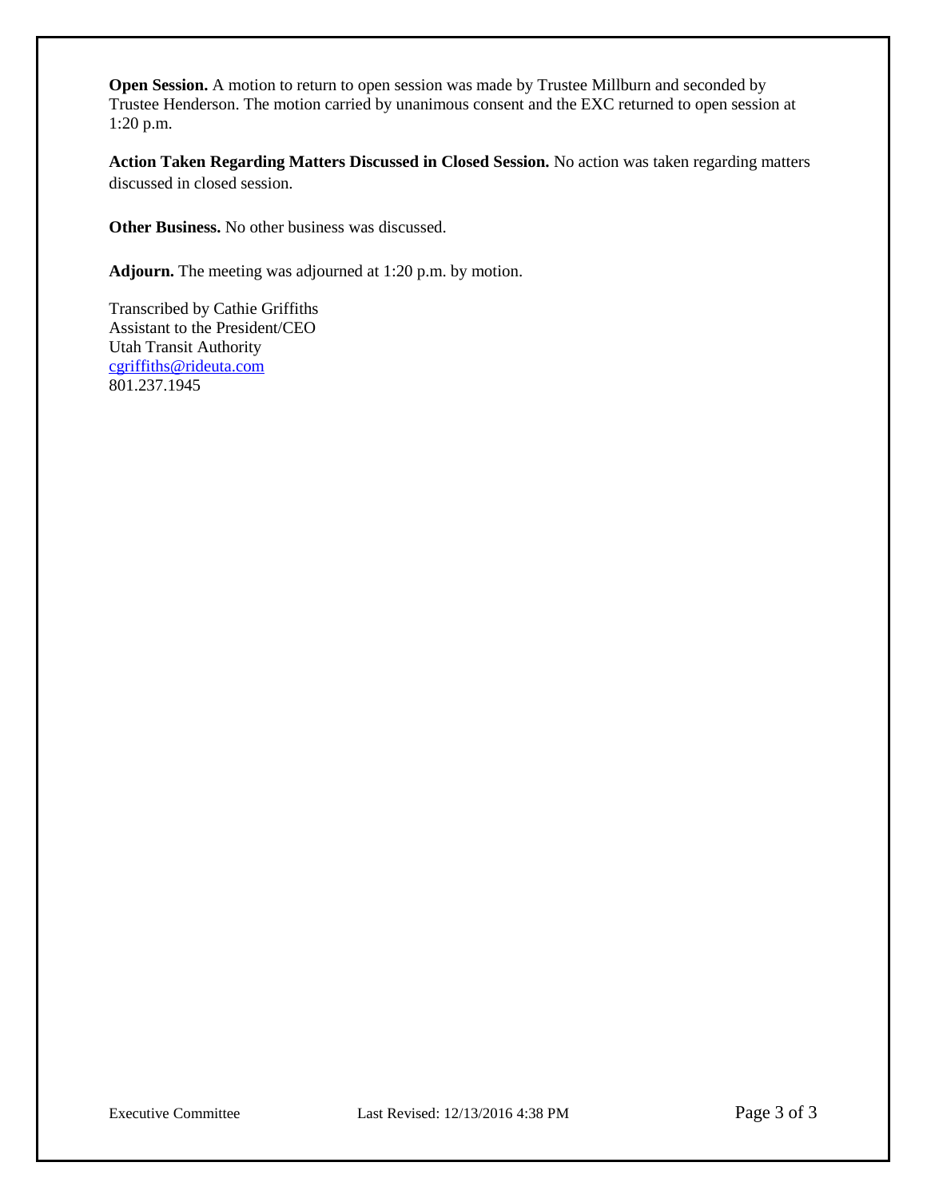**Open Session.** A motion to return to open session was made by Trustee Millburn and seconded by Trustee Henderson. The motion carried by unanimous consent and the EXC returned to open session at 1:20 p.m.

**Action Taken Regarding Matters Discussed in Closed Session.** No action was taken regarding matters discussed in closed session.

**Other Business.** No other business was discussed.

**Adjourn.** The meeting was adjourned at 1:20 p.m. by motion.

Transcribed by Cathie Griffiths
Assistant to the President/CEO
Utah Transit Authority
cgriffiths@rideuta.com
801.237.1945